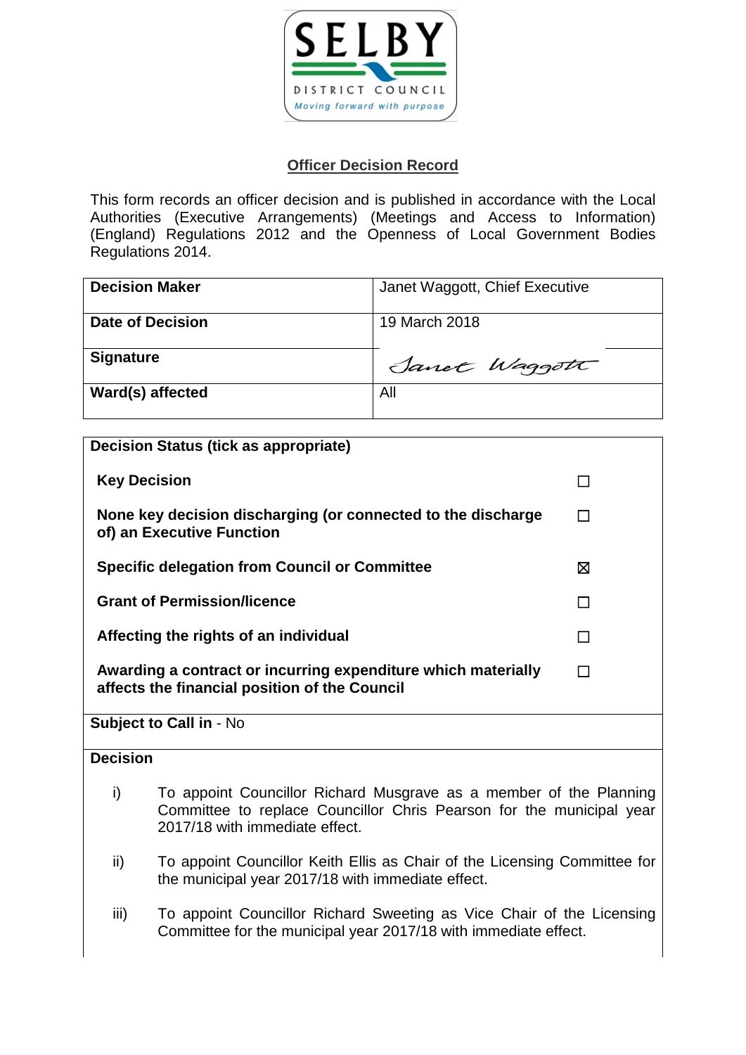## Officer Decision Record

This form records an officer decision and is published in accordance with the Local Authorities (Executive Arrangements) (Meetings and Access to Information) (England) Regulations 2012 and the Openness of Local Government Bodies Regulations 2014.

| **Decision Maker** | Janet Waggott, Chief Executive |
|---|---|
| **Date of Decision** | 19 March 2018 |
| **Signature** | Janet Waggott |
| **Ward(s) affected** | All |

**Decision Status (tick as appropriate)**

| | |
|---|---|
| **Key Decision** | ☐ |
| **None key decision discharging (or connected to the discharge of) an Executive Function** | ☐ |
| **Specific delegation from Council or Committee** | ☒ |
| **Grant of Permission/licence** | ☐ |
| **Affecting the rights of an individual** | ☐ |
| **Awarding a contract or incurring expenditure which materially affects the financial position of the Council** | ☐ |

**Subject to Call in** - No

**Decision**

i) To appoint Councillor Richard Musgrave as a member of the Planning Committee to replace Councillor Chris Pearson for the municipal year 2017/18 with immediate effect.

ii) To appoint Councillor Keith Ellis as Chair of the Licensing Committee for the municipal year 2017/18 with immediate effect.

iii) To appoint Councillor Richard Sweeting as Vice Chair of the Licensing Committee for the municipal year 2017/18 with immediate effect.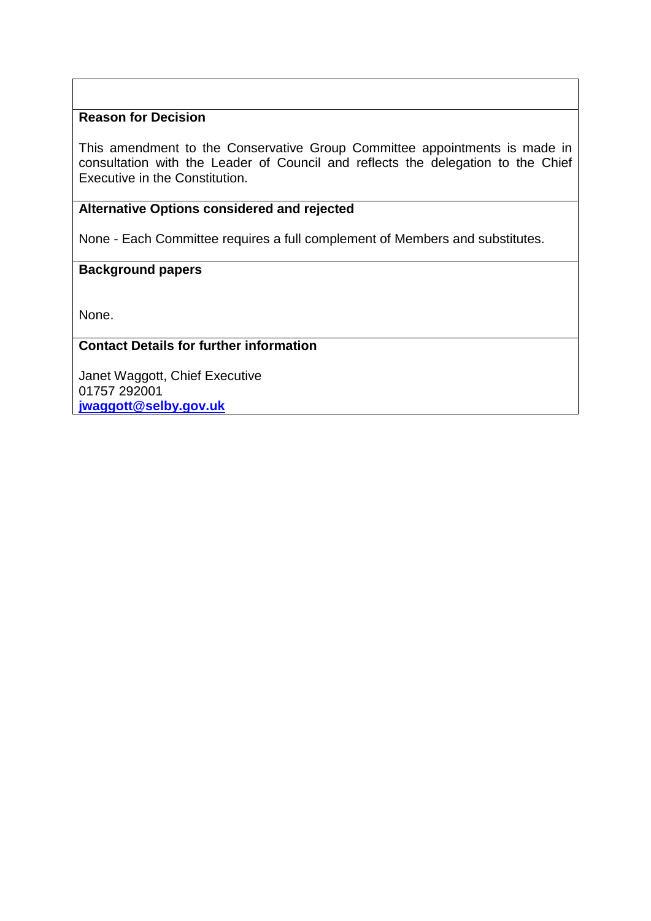**Reason for Decision**

This amendment to the Conservative Group Committee appointments is made in consultation with the Leader of Council and reflects the delegation to the Chief Executive in the Constitution.

**Alternative Options considered and rejected**

None - Each Committee requires a full complement of Members and substitutes.

**Background papers**

None.

**Contact Details for further information**

Janet Waggott, Chief Executive
01757 292001
**jwaggott@selby.gov.uk**